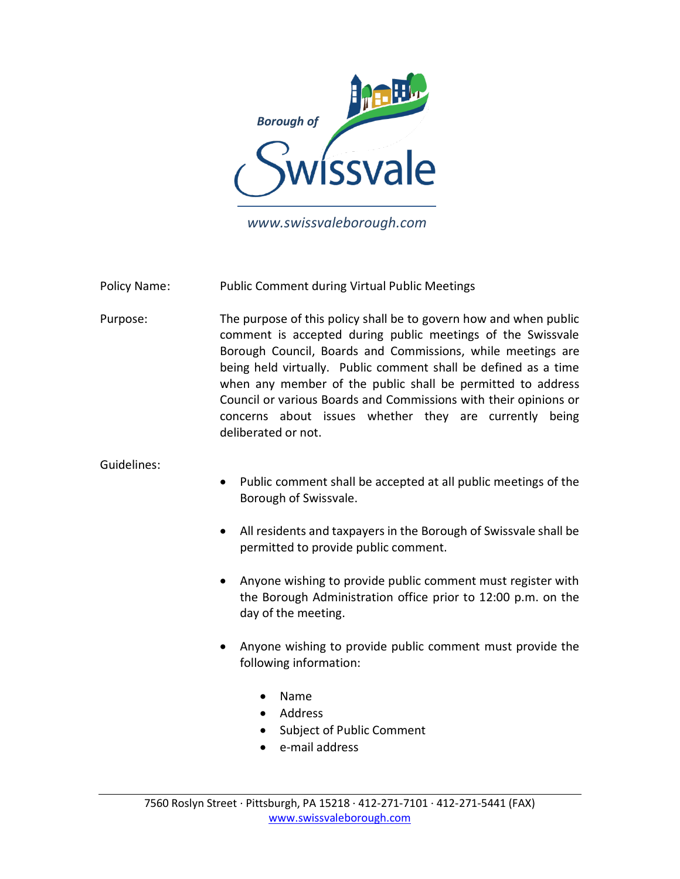Borough of Swissvale

www.swissvaleborough.com

Policy Name: Public Comment during Virtual Public Meetings

Purpose: The purpose of this policy shall be to govern how and when public comment is accepted during public meetings of the Swissvale Borough Council, Boards and Commissions, while meetings are being held virtually. Public comment shall be defined as a time when any member of the public shall be permitted to address Council or various Boards and Commissions with their opinions or concerns about issues whether they are currently being deliberated or not.

Guidelines:

- Public comment shall be accepted at all public meetings of the Borough of Swissvale.
- All residents and taxpayers in the Borough of Swissvale shall be permitted to provide public comment.
- Anyone wishing to provide public comment must register with the Borough Administration office prior to 12:00 p.m. on the day of the meeting.
- Anyone wishing to provide public comment must provide the following information:
    - Name
    - Address
    - Subject of Public Comment
    - e-mail address

7560 Roslyn Street · Pittsburgh, PA 15218 · 412-271-7101 · 412-271-5441 (FAX)
www.swissvaleborough.com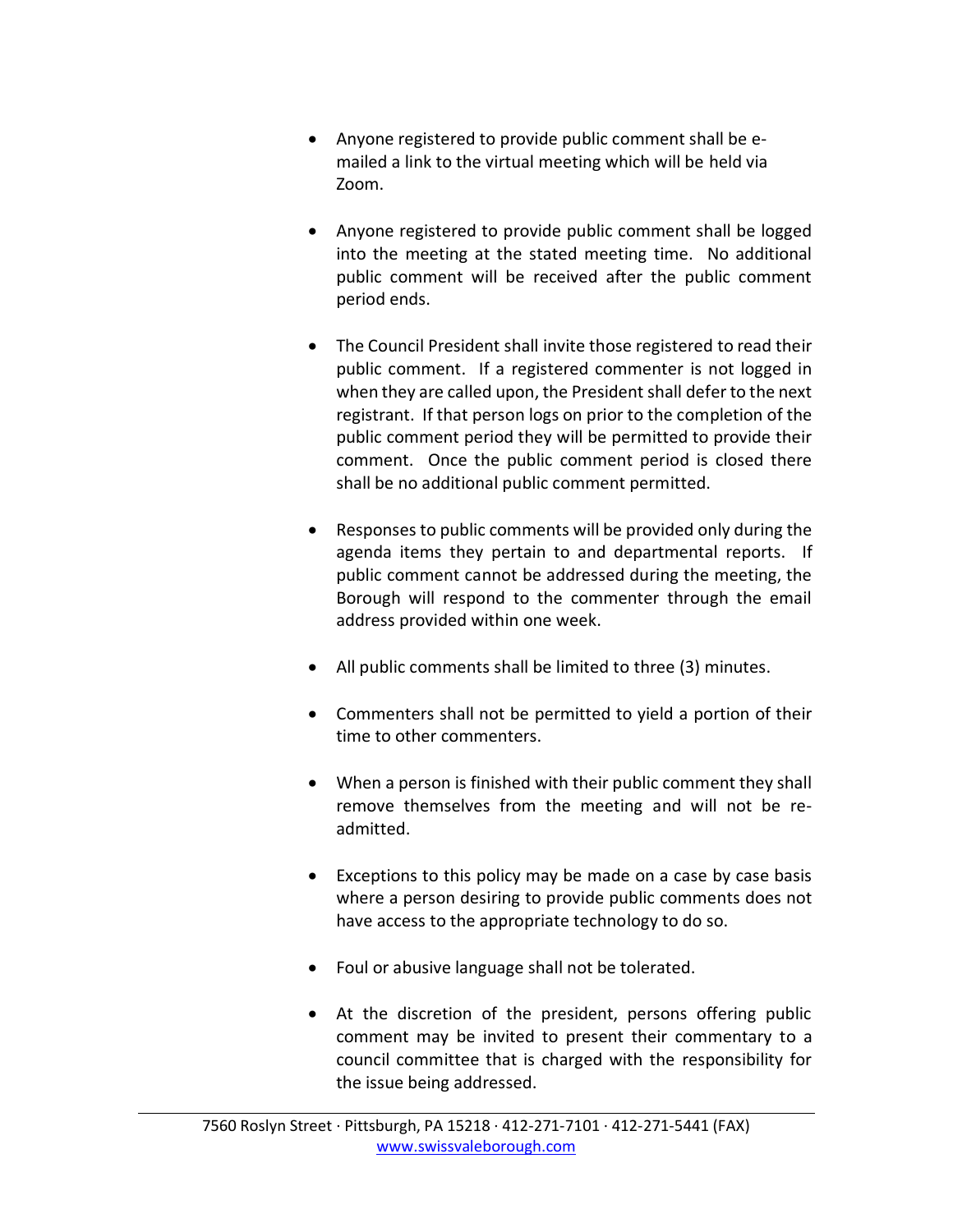- Anyone registered to provide public comment shall be e-mailed a link to the virtual meeting which will be held via Zoom.

- Anyone registered to provide public comment shall be logged into the meeting at the stated meeting time. No additional public comment will be received after the public comment period ends.

- The Council President shall invite those registered to read their public comment. If a registered commenter is not logged in when they are called upon, the President shall defer to the next registrant. If that person logs on prior to the completion of the public comment period they will be permitted to provide their comment. Once the public comment period is closed there shall be no additional public comment permitted.

- Responses to public comments will be provided only during the agenda items they pertain to and departmental reports. If public comment cannot be addressed during the meeting, the Borough will respond to the commenter through the email address provided within one week.

- All public comments shall be limited to three (3) minutes.

- Commenters shall not be permitted to yield a portion of their time to other commenters.

- When a person is finished with their public comment they shall remove themselves from the meeting and will not be re-admitted.

- Exceptions to this policy may be made on a case by case basis where a person desiring to provide public comments does not have access to the appropriate technology to do so.

- Foul or abusive language shall not be tolerated.

- At the discretion of the president, persons offering public comment may be invited to present their commentary to a council committee that is charged with the responsibility for the issue being addressed.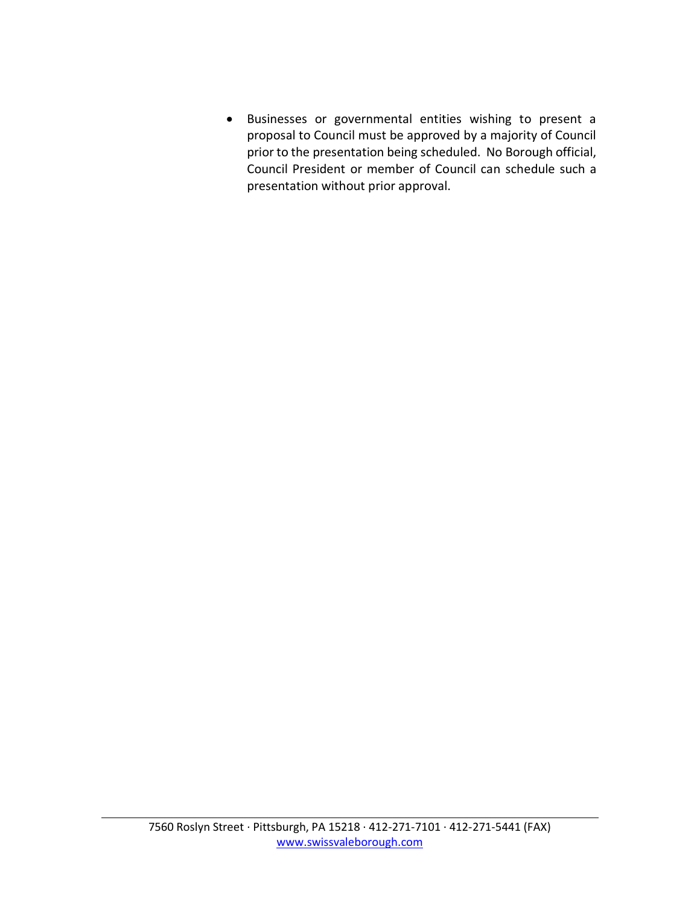- Businesses or governmental entities wishing to present a proposal to Council must be approved by a majority of Council prior to the presentation being scheduled. No Borough official, Council President or member of Council can schedule such a presentation without prior approval.